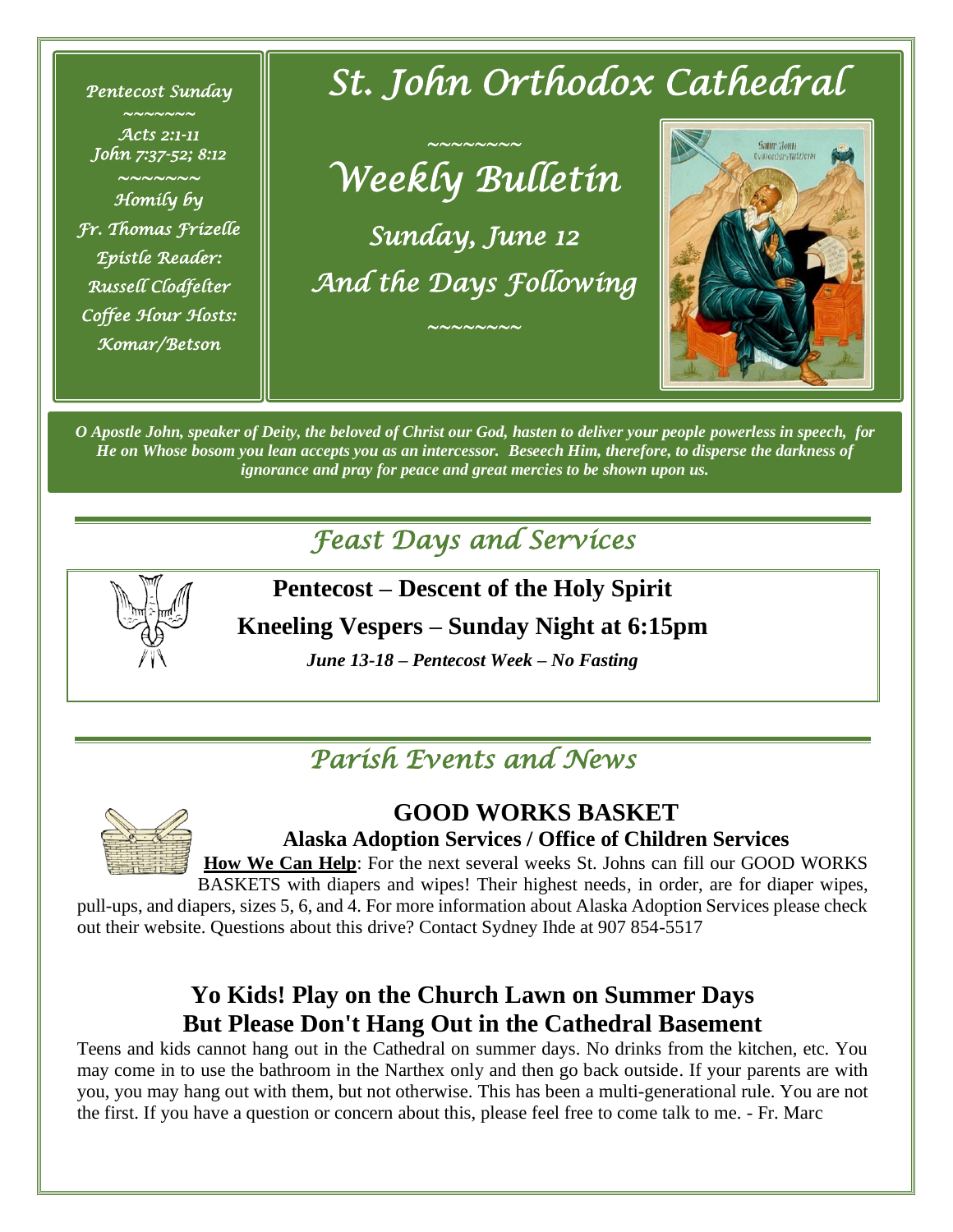*Pentecost Sunday*

*~~~~~~~*

*Acts 2:1-11*

*John 7:37-52; 8:12*

*~~~~~~~*

*Homily by*

*Fr. Thomas Frizelle*

*Epistle Reader:*

*Russell Clodfelter*

*Coffee Hour Hosts:*

*Komar/Betson*

# *St. John Orthodox Cathedral*

*~~~~~~~~*

## *Weekly Bulletin*

### *Sunday, June 12*

### *And the Days Following*

*~~~~~~~~*

***O Apostle John, speaker of Deity, the beloved of Christ our God, hasten to deliver your people powerless in speech, for He on Whose bosom you lean accepts you as an intercessor. Beseech Him, therefore, to disperse the darkness of ignorance and pray for peace and great mercies to be shown upon us.***

## *Feast Days and Services*

**Pentecost – Descent of the Holy Spirit**

**Kneeling Vespers – Sunday Night at 6:15pm**

***June 13-18 – Pentecost Week – No Fasting***

## *Parish Events and News*

### GOOD WORKS BASKET

**Alaska Adoption Services / Office of Children Services**

**How We Can Help**: For the next several weeks St. Johns can fill our GOOD WORKS BASKETS with diapers and wipes! Their highest needs, in order, are for diaper wipes, pull-ups, and diapers, sizes 5, 6, and 4. For more information about Alaska Adoption Services please check out their website. Questions about this drive? Contact Sydney Ihde at 907 854-5517

### Yo Kids! Play on the Church Lawn on Summer Days But Please Don't Hang Out in the Cathedral Basement

Teens and kids cannot hang out in the Cathedral on summer days. No drinks from the kitchen, etc. You may come in to use the bathroom in the Narthex only and then go back outside. If your parents are with you, you may hang out with them, but not otherwise. This has been a multi-generational rule. You are not the first. If you have a question or concern about this, please feel free to come talk to me. - Fr. Marc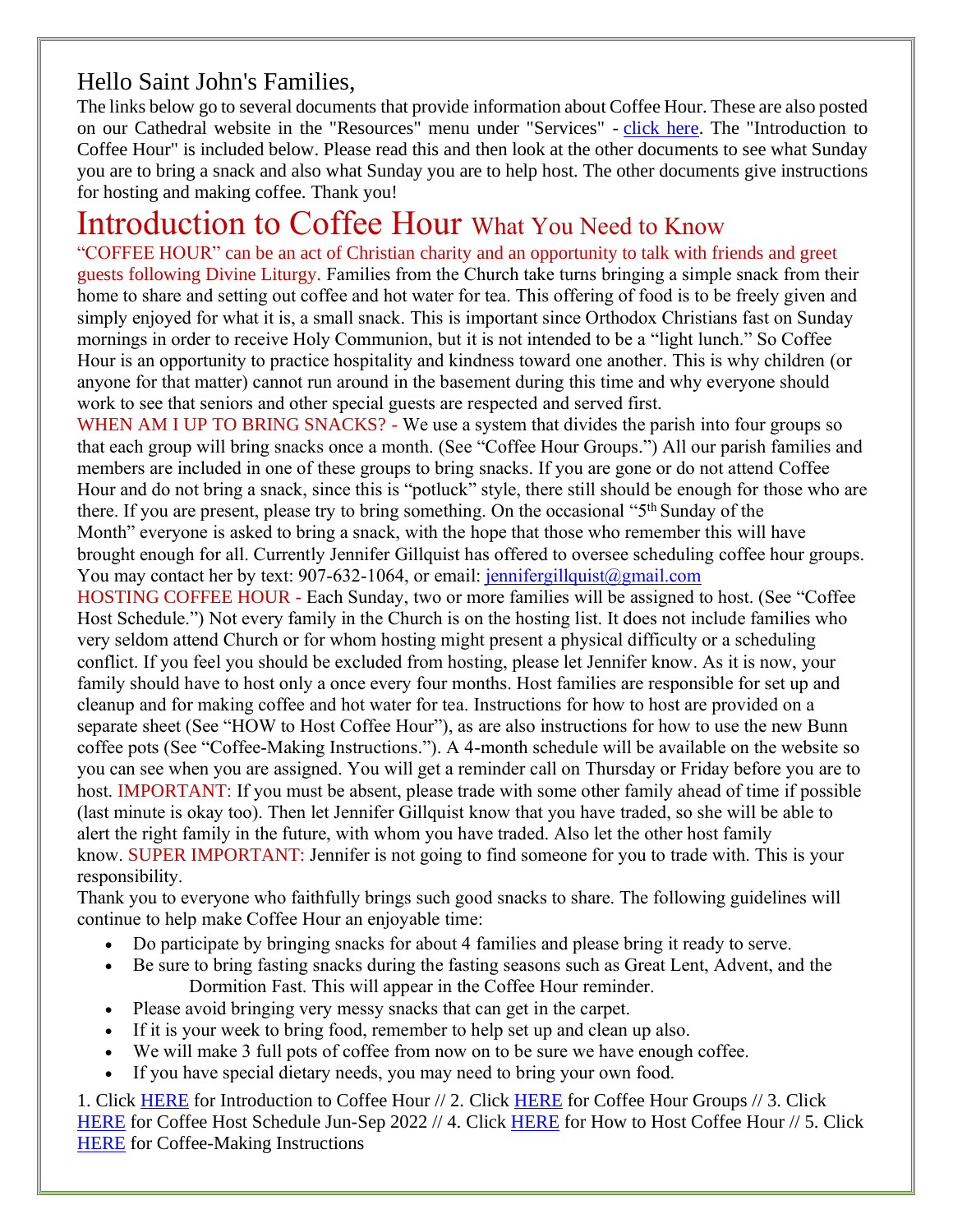## Hello Saint John's Families,

The links below go to several documents that provide information about Coffee Hour. These are also posted on our Cathedral website in the "Resources" menu under "Services" - [click here](). The "Introduction to Coffee Hour" is included below. Please read this and then look at the other documents to see what Sunday you are to bring a snack and also what Sunday you are to help host. The other documents give instructions for hosting and making coffee. Thank you!

# Introduction to Coffee Hour What You Need to Know

"COFFEE HOUR" can be an act of Christian charity and an opportunity to talk with friends and greet guests following Divine Liturgy. Families from the Church take turns bringing a simple snack from their home to share and setting out coffee and hot water for tea. This offering of food is to be freely given and simply enjoyed for what it is, a small snack. This is important since Orthodox Christians fast on Sunday mornings in order to receive Holy Communion, but it is not intended to be a "light lunch." So Coffee Hour is an opportunity to practice hospitality and kindness toward one another. This is why children (or anyone for that matter) cannot run around in the basement during this time and why everyone should work to see that seniors and other special guests are respected and served first.

WHEN AM I UP TO BRING SNACKS? - We use a system that divides the parish into four groups so that each group will bring snacks once a month. (See "Coffee Hour Groups.") All our parish families and members are included in one of these groups to bring snacks. If you are gone or do not attend Coffee Hour and do not bring a snack, since this is "potluck" style, there still should be enough for those who are there. If you are present, please try to bring something. On the occasional "5th Sunday of the Month" everyone is asked to bring a snack, with the hope that those who remember this will have brought enough for all. Currently Jennifer Gillquist has offered to oversee scheduling coffee hour groups. You may contact her by text: 907-632-1064, or email: jennifergillquist@gmail.com

HOSTING COFFEE HOUR - Each Sunday, two or more families will be assigned to host. (See "Coffee Host Schedule.") Not every family in the Church is on the hosting list. It does not include families who very seldom attend Church or for whom hosting might present a physical difficulty or a scheduling conflict. If you feel you should be excluded from hosting, please let Jennifer know. As it is now, your family should have to host only a once every four months. Host families are responsible for set up and cleanup and for making coffee and hot water for tea. Instructions for how to host are provided on a separate sheet (See "HOW to Host Coffee Hour"), as are also instructions for how to use the new Bunn coffee pots (See "Coffee-Making Instructions."). A 4-month schedule will be available on the website so you can see when you are assigned. You will get a reminder call on Thursday or Friday before you are to host. IMPORTANT: If you must be absent, please trade with some other family ahead of time if possible (last minute is okay too). Then let Jennifer Gillquist know that you have traded, so she will be able to alert the right family in the future, with whom you have traded. Also let the other host family know. SUPER IMPORTANT: Jennifer is not going to find someone for you to trade with. This is your responsibility.

Thank you to everyone who faithfully brings such good snacks to share. The following guidelines will continue to help make Coffee Hour an enjoyable time:

- Do participate by bringing snacks for about 4 families and please bring it ready to serve.
- Be sure to bring fasting snacks during the fasting seasons such as Great Lent, Advent, and the Dormition Fast. This will appear in the Coffee Hour reminder.
- Please avoid bringing very messy snacks that can get in the carpet.
- If it is your week to bring food, remember to help set up and clean up also.
- We will make 3 full pots of coffee from now on to be sure we have enough coffee.
- If you have special dietary needs, you may need to bring your own food.

1. Click [HERE]() for Introduction to Coffee Hour // 2. Click [HERE]() for Coffee Hour Groups // 3. Click [HERE]() for Coffee Host Schedule Jun-Sep 2022 // 4. Click [HERE]() for How to Host Coffee Hour // 5. Click [HERE]() for Coffee-Making Instructions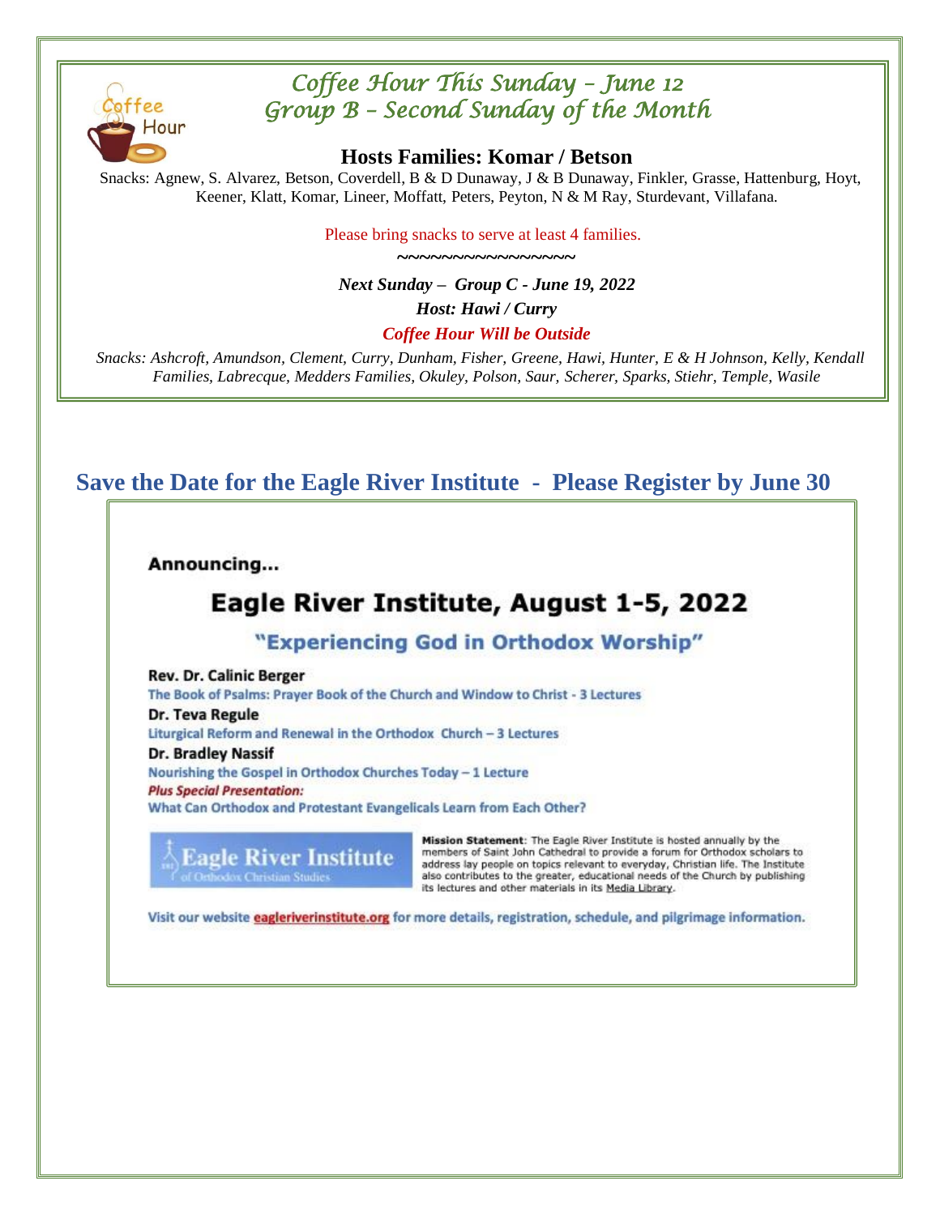## *Coffee Hour This Sunday – June 12*
## *Group B – Second Sunday of the Month*

### Hosts Families: Komar / Betson

Snacks: Agnew, S. Alvarez, Betson, Coverdell, B & D Dunaway, J & B Dunaway, Finkler, Grasse, Hattenburg, Hoyt, Keener, Klatt, Komar, Lineer, Moffatt, Peters, Peyton, N & M Ray, Sturdevant, Villafana.

Please bring snacks to serve at least 4 families.

~~~~~~~~~~~~~~~~~

***Next Sunday – Group C - June 19, 2022***

***Host: Hawi / Curry***

***Coffee Hour Will be Outside***

*Snacks: Ashcroft, Amundson, Clement, Curry, Dunham, Fisher, Greene, Hawi, Hunter, E & H Johnson, Kelly, Kendall Families, Labrecque, Medders Families, Okuley, Polson, Saur, Scherer, Sparks, Stiehr, Temple, Wasile*

## Save the Date for the Eagle River Institute - Please Register by June 30

**Announcing...**

# Eagle River Institute, August 1-5, 2022

### "Experiencing God in Orthodox Worship"

**Rev. Dr. Calinic Berger**
The Book of Psalms: Prayer Book of the Church and Window to Christ - 3 Lectures

**Dr. Teva Regule**
Liturgical Reform and Renewal in the Orthodox Church – 3 Lectures

**Dr. Bradley Nassif**
Nourishing the Gospel in Orthodox Churches Today – 1 Lecture

***Plus Special Presentation:***
What Can Orthodox and Protestant Evangelicals Learn from Each Other?

Eagle River Institute of Orthodox Christian Studies

**Mission Statement**: The Eagle River Institute is hosted annually by the members of Saint John Cathedral to provide a forum for Orthodox scholars to address lay people on topics relevant to everyday, Christian life. The Institute also contributes to the greater, educational needs of the Church by publishing its lectures and other materials in its Media Library.

Visit our website eagleriverinstitute.org for more details, registration, schedule, and pilgrimage information.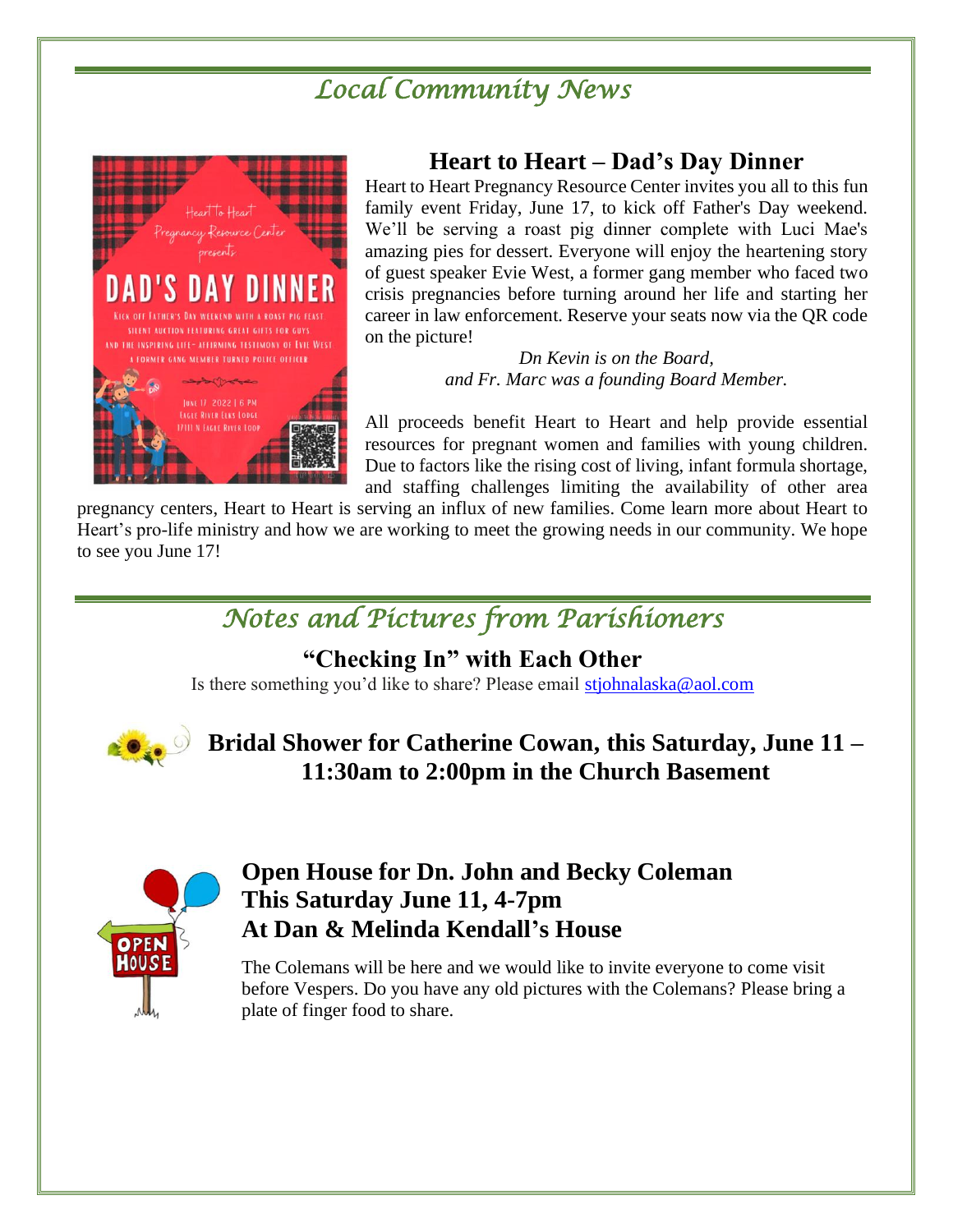## *Local Community News*

### Heart to Heart – Dad's Day Dinner

Heart to Heart Pregnancy Resource Center invites you all to this fun family event Friday, June 17, to kick off Father's Day weekend. We'll be serving a roast pig dinner complete with Luci Mae's amazing pies for dessert. Everyone will enjoy the heartening story of guest speaker Evie West, a former gang member who faced two crisis pregnancies before turning around her life and starting her career in law enforcement. Reserve your seats now via the QR code on the picture!

*Dn Kevin is on the Board,*
*and Fr. Marc was a founding Board Member.*

All proceeds benefit Heart to Heart and help provide essential resources for pregnant women and families with young children. Due to factors like the rising cost of living, infant formula shortage, and staffing challenges limiting the availability of other area pregnancy centers, Heart to Heart is serving an influx of new families. Come learn more about Heart to Heart's pro-life ministry and how we are working to meet the growing needs in our community. We hope to see you June 17!

## *Notes and Pictures from Parishioners*

### "Checking In" with Each Other

Is there something you'd like to share? Please email stjohnalaska@aol.com

### Bridal Shower for Catherine Cowan, this Saturday, June 11 – 11:30am to 2:00pm in the Church Basement

### Open House for Dn. John and Becky Coleman
### This Saturday June 11, 4-7pm
### At Dan & Melinda Kendall's House

The Colemans will be here and we would like to invite everyone to come visit before Vespers. Do you have any old pictures with the Colemans? Please bring a plate of finger food to share.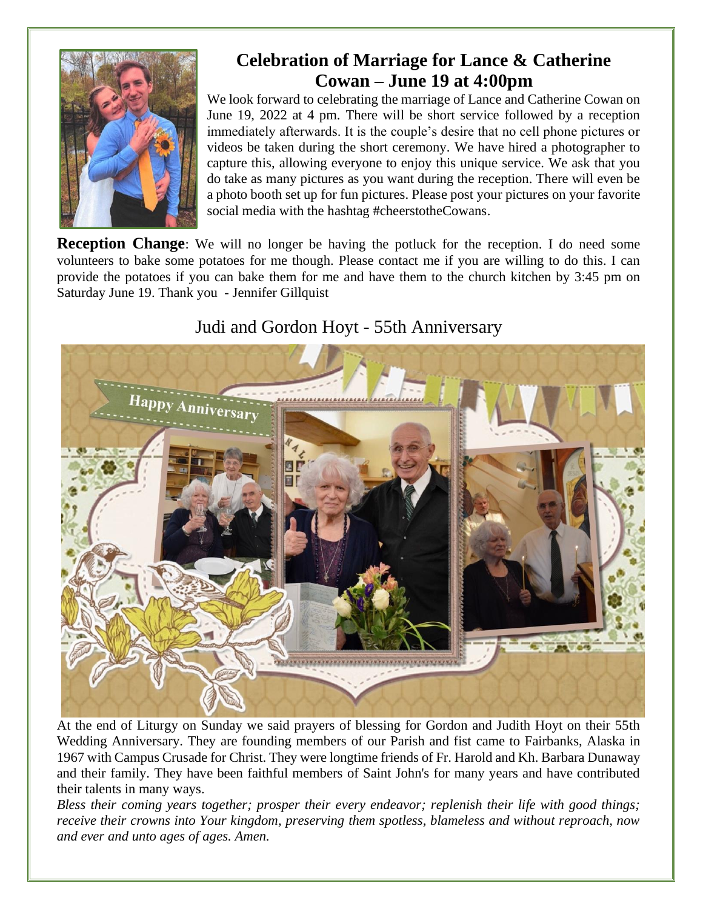## Celebration of Marriage for Lance & Catherine Cowan – June 19 at 4:00pm

We look forward to celebrating the marriage of Lance and Catherine Cowan on June 19, 2022 at 4 pm. There will be short service followed by a reception immediately afterwards. It is the couple's desire that no cell phone pictures or videos be taken during the short ceremony. We have hired a photographer to capture this, allowing everyone to enjoy this unique service. We ask that you do take as many pictures as you want during the reception. There will even be a photo booth set up for fun pictures. Please post your pictures on your favorite social media with the hashtag #cheerstotheCowans.

**Reception Change**: We will no longer be having the potluck for the reception. I do need some volunteers to bake some potatoes for me though. Please contact me if you are willing to do this. I can provide the potatoes if you can bake them for me and have them to the church kitchen by 3:45 pm on Saturday June 19. Thank you - Jennifer Gillquist

## Judi and Gordon Hoyt - 55th Anniversary

At the end of Liturgy on Sunday we said prayers of blessing for Gordon and Judith Hoyt on their 55th Wedding Anniversary. They are founding members of our Parish and fist came to Fairbanks, Alaska in 1967 with Campus Crusade for Christ. They were longtime friends of Fr. Harold and Kh. Barbara Dunaway and their family. They have been faithful members of Saint John's for many years and have contributed their talents in many ways.

*Bless their coming years together; prosper their every endeavor; replenish their life with good things; receive their crowns into Your kingdom, preserving them spotless, blameless and without reproach, now and ever and unto ages of ages. Amen.*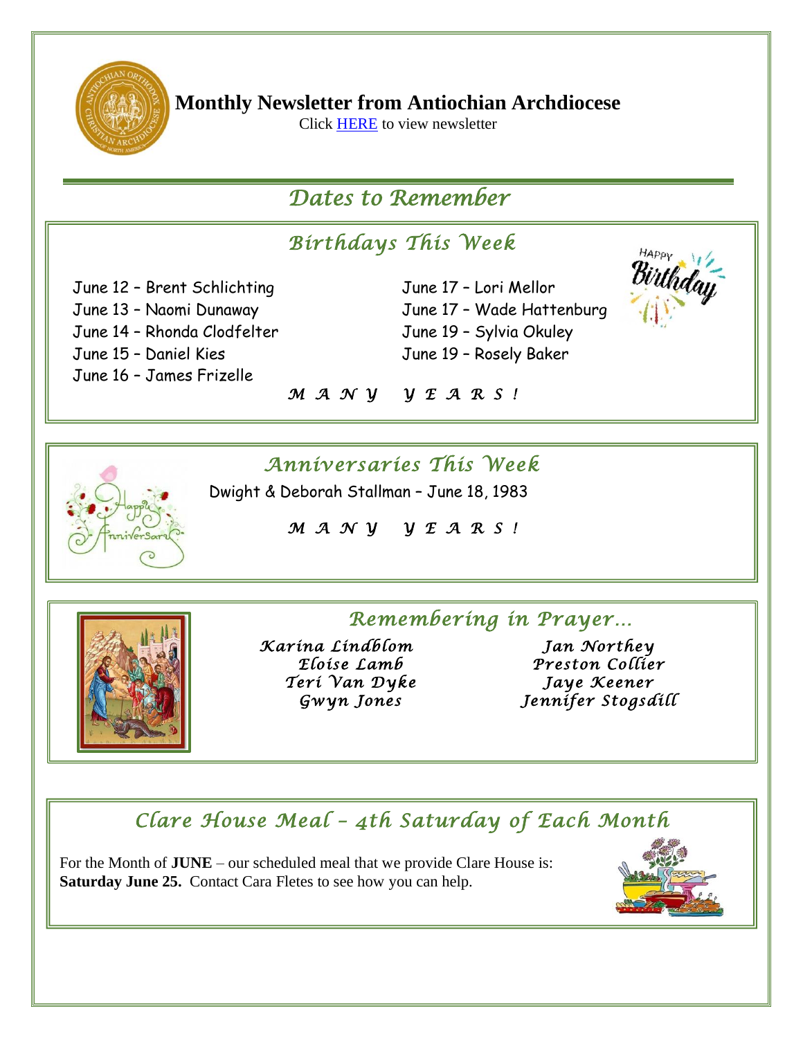## Monthly Newsletter from Antiochian Archdiocese

Click HERE to view newsletter

# *Dates to Remember*

## *Birthdays This Week*

June 12 – Brent Schlichting
June 13 – Naomi Dunaway
June 14 – Rhonda Clodfelter
June 15 – Daniel Kies
June 16 – James Frizelle
June 17 – Lori Mellor
June 17 – Wade Hattenburg
June 19 – Sylvia Okuley
June 19 – Rosely Baker

*M A N Y   Y E A R S !*

## *Anniversaries This Week*

Dwight & Deborah Stallman – June 18, 1983

*M A N Y   Y E A R S !*

## *Remembering in Prayer…*

*Karina Lindblom*
*Eloise Lamb*
*Teri Van Dyke*
*Gwyn Jones*
*Jan Northey*
*Preston Collier*
*Jaye Keener*
*Jennifer Stogsdill*

## *Clare House Meal – 4th Saturday of Each Month*

For the Month of **JUNE** – our scheduled meal that we provide Clare House is: **Saturday June 25.** Contact Cara Fletes to see how you can help.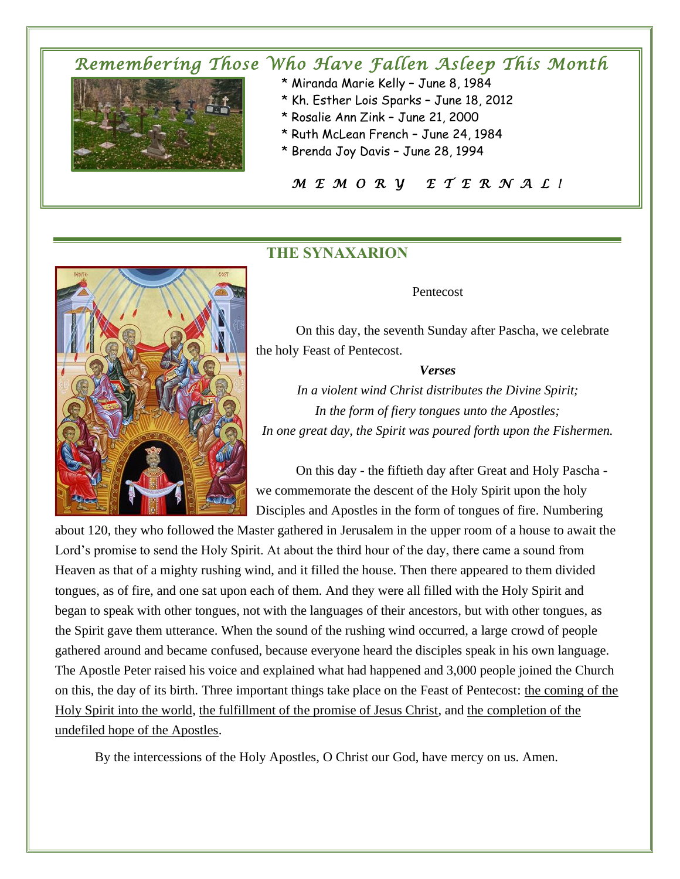## *Remembering Those Who Have Fallen Asleep This Month*

* Miranda Marie Kelly – June 8, 1984
* Kh. Esther Lois Sparks – June 18, 2012
* Rosalie Ann Zink – June 21, 2000
* Ruth McLean French – June 24, 1984
* Brenda Joy Davis – June 28, 1994

*M E M O R Y   E T E R N A L !*

## THE SYNAXARION

Pentecost

On this day, the seventh Sunday after Pascha, we celebrate the holy Feast of Pentecost.

***Verses***

*In a violent wind Christ distributes the Divine Spirit;*
*In the form of fiery tongues unto the Apostles;*
*In one great day, the Spirit was poured forth upon the Fishermen.*

On this day - the fiftieth day after Great and Holy Pascha - we commemorate the descent of the Holy Spirit upon the holy Disciples and Apostles in the form of tongues of fire. Numbering about 120, they who followed the Master gathered in Jerusalem in the upper room of a house to await the Lord's promise to send the Holy Spirit. At about the third hour of the day, there came a sound from Heaven as that of a mighty rushing wind, and it filled the house. Then there appeared to them divided tongues, as of fire, and one sat upon each of them. And they were all filled with the Holy Spirit and began to speak with other tongues, not with the languages of their ancestors, but with other tongues, as the Spirit gave them utterance. When the sound of the rushing wind occurred, a large crowd of people gathered around and became confused, because everyone heard the disciples speak in his own language. The Apostle Peter raised his voice and explained what had happened and 3,000 people joined the Church on this, the day of its birth. Three important things take place on the Feast of Pentecost: the coming of the Holy Spirit into the world, the fulfillment of the promise of Jesus Christ, and the completion of the undefiled hope of the Apostles.

By the intercessions of the Holy Apostles, O Christ our God, have mercy on us. Amen.